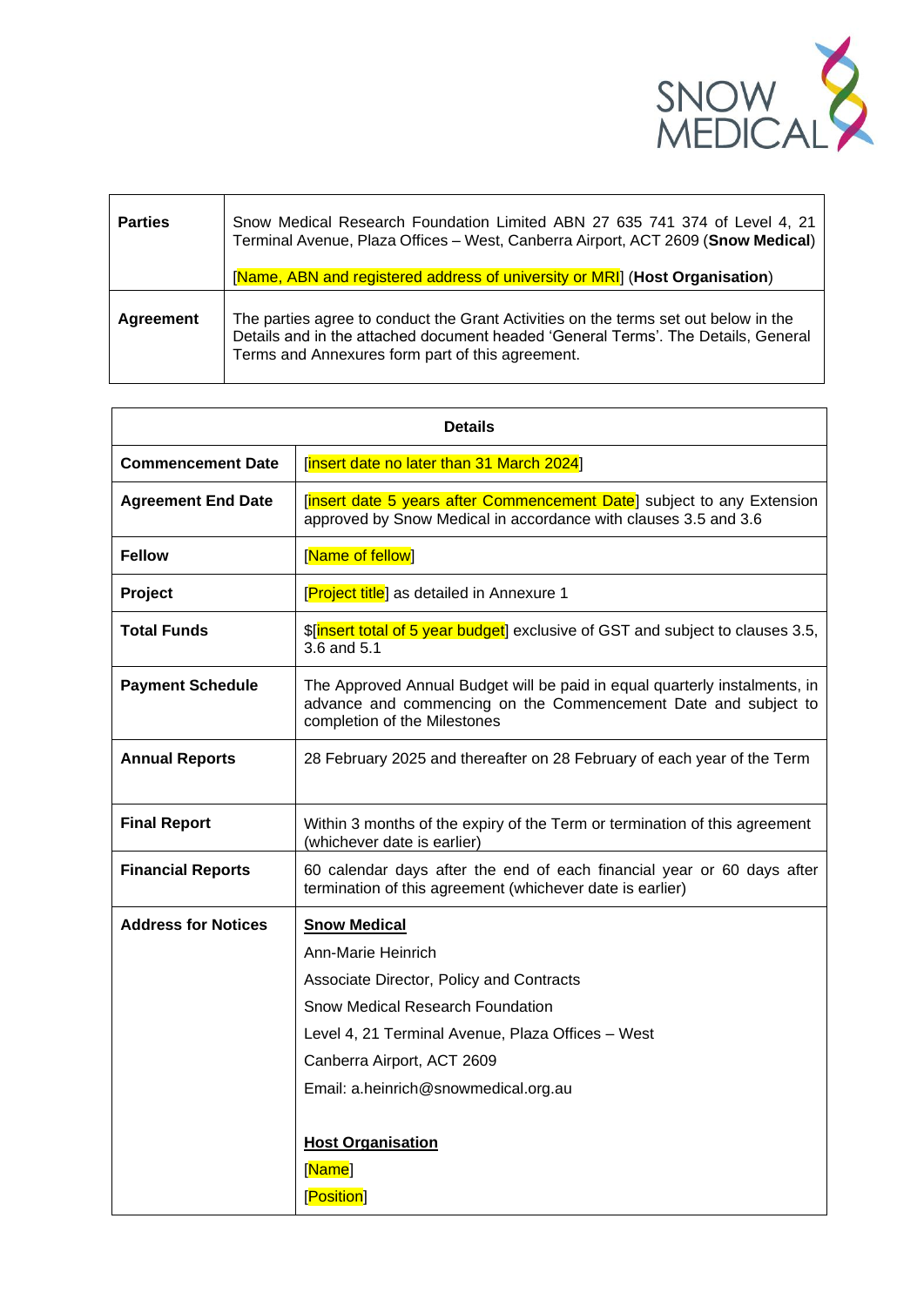SNOW MEDICAL

| | |
|---|---|
| **Parties** | Snow Medical Research Foundation Limited ABN 27 635 741 374 of Level 4, 21 Terminal Avenue, Plaza Offices – West, Canberra Airport, ACT 2609 (**Snow Medical**)<br><br>[Name, ABN and registered address of university or MRI] (**Host Organisation**) |
| **Agreement** | The parties agree to conduct the Grant Activities on the terms set out below in the Details and in the attached document headed 'General Terms'. The Details, General Terms and Annexures form part of this agreement. |

| **Details** | |
|---|---|
| **Commencement Date** | [insert date no later than 31 March 2024] |
| **Agreement End Date** | [insert date 5 years after Commencement Date] subject to any Extension approved by Snow Medical in accordance with clauses 3.5 and 3.6 |
| **Fellow** | [Name of fellow] |
| **Project** | [Project title] as detailed in Annexure 1 |
| **Total Funds** | $[insert total of 5 year budget] exclusive of GST and subject to clauses 3.5, 3.6 and 5.1 |
| **Payment Schedule** | The Approved Annual Budget will be paid in equal quarterly instalments, in advance and commencing on the Commencement Date and subject to completion of the Milestones |
| **Annual Reports** | 28 February 2025 and thereafter on 28 February of each year of the Term |
| **Final Report** | Within 3 months of the expiry of the Term or termination of this agreement (whichever date is earlier) |
| **Financial Reports** | 60 calendar days after the end of each financial year or 60 days after termination of this agreement (whichever date is earlier) |
| **Address for Notices** | **Snow Medical**<br>Ann-Marie Heinrich<br>Associate Director, Policy and Contracts<br>Snow Medical Research Foundation<br>Level 4, 21 Terminal Avenue, Plaza Offices – West<br>Canberra Airport, ACT 2609<br>Email: a.heinrich@snowmedical.org.au<br><br>**Host Organisation**<br>[Name]<br>[Position] |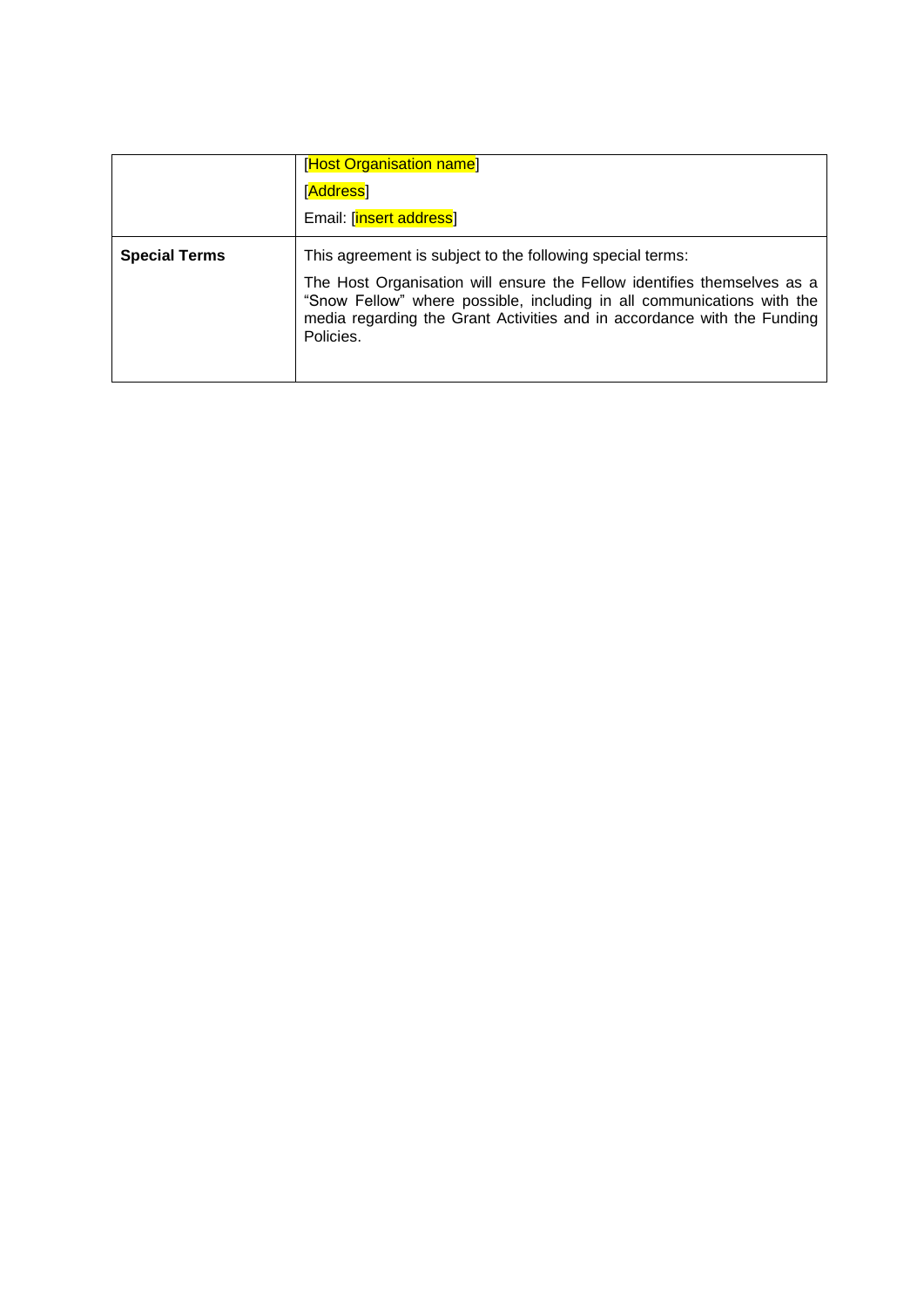|  |  |
|---|---|
|  | [Host Organisation name]<br><br>[Address]<br><br>Email: [insert address] |
| **Special Terms** | This agreement is subject to the following special terms:<br><br>The Host Organisation will ensure the Fellow identifies themselves as a “Snow Fellow” where possible, including in all communications with the media regarding the Grant Activities and in accordance with the Funding Policies. |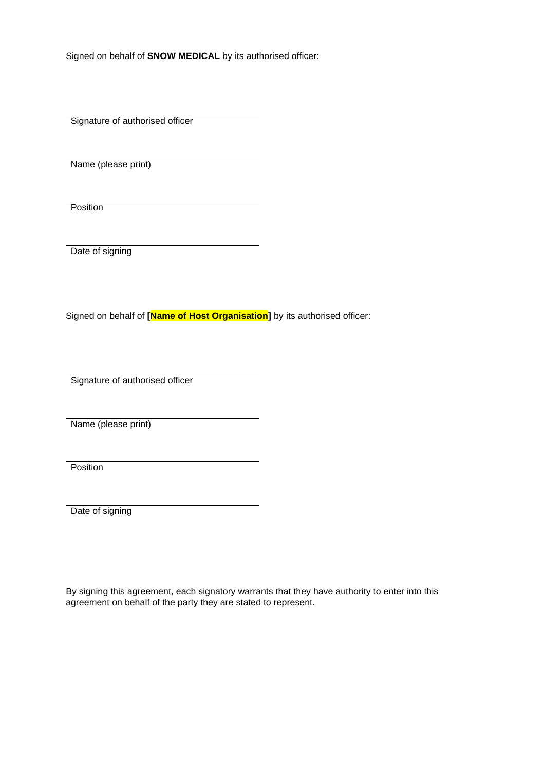Signed on behalf of **SNOW MEDICAL** by its authorised officer:

\_\_\_\_\_\_\_\_\_\_\_\_\_\_\_\_\_\_\_\_\_\_\_\_\_\_\_\_\_\_\_\_\_\_\_\_\_\_\_\_

Signature of authorised officer

\_\_\_\_\_\_\_\_\_\_\_\_\_\_\_\_\_\_\_\_\_\_\_\_\_\_\_\_\_\_\_\_\_\_\_\_\_\_\_\_

Name (please print)

\_\_\_\_\_\_\_\_\_\_\_\_\_\_\_\_\_\_\_\_\_\_\_\_\_\_\_\_\_\_\_\_\_\_\_\_\_\_\_\_

Position

\_\_\_\_\_\_\_\_\_\_\_\_\_\_\_\_\_\_\_\_\_\_\_\_\_\_\_\_\_\_\_\_\_\_\_\_\_\_\_\_

Date of signing

Signed on behalf of **[Name of Host Organisation]** by its authorised officer:

\_\_\_\_\_\_\_\_\_\_\_\_\_\_\_\_\_\_\_\_\_\_\_\_\_\_\_\_\_\_\_\_\_\_\_\_\_\_\_\_

Signature of authorised officer

\_\_\_\_\_\_\_\_\_\_\_\_\_\_\_\_\_\_\_\_\_\_\_\_\_\_\_\_\_\_\_\_\_\_\_\_\_\_\_\_

Name (please print)

\_\_\_\_\_\_\_\_\_\_\_\_\_\_\_\_\_\_\_\_\_\_\_\_\_\_\_\_\_\_\_\_\_\_\_\_\_\_\_\_

Position

\_\_\_\_\_\_\_\_\_\_\_\_\_\_\_\_\_\_\_\_\_\_\_\_\_\_\_\_\_\_\_\_\_\_\_\_\_\_\_\_

Date of signing

By signing this agreement, each signatory warrants that they have authority to enter into this agreement on behalf of the party they are stated to represent.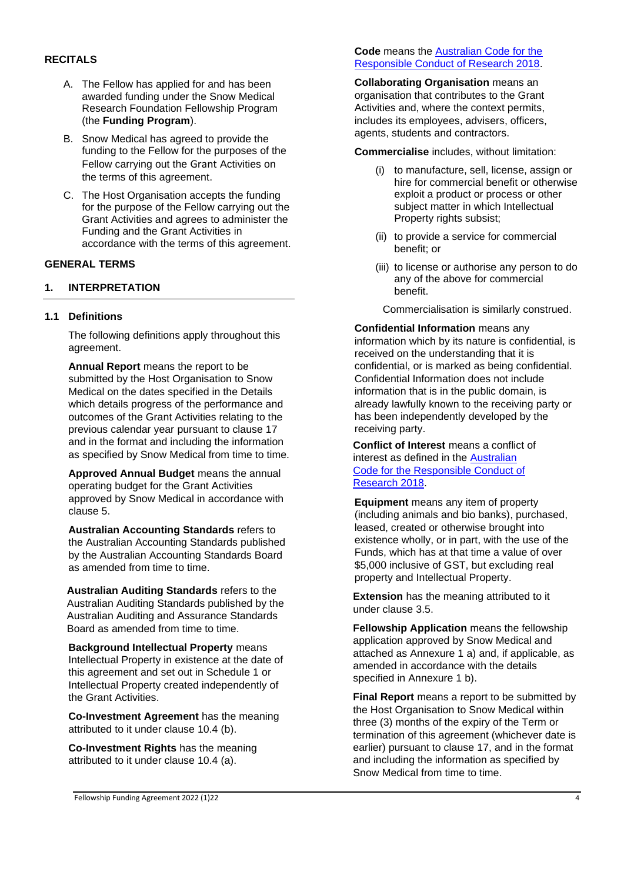## RECITALS

A. The Fellow has applied for and has been awarded funding under the Snow Medical Research Foundation Fellowship Program (the **Funding Program**).

B. Snow Medical has agreed to provide the funding to the Fellow for the purposes of the Fellow carrying out the Grant Activities on the terms of this agreement.

C. The Host Organisation accepts the funding for the purpose of the Fellow carrying out the Grant Activities and agrees to administer the Funding and the Grant Activities in accordance with the terms of this agreement.

## GENERAL TERMS

### 1. INTERPRETATION

#### 1.1 Definitions

The following definitions apply throughout this agreement.

**Annual Report** means the report to be submitted by the Host Organisation to Snow Medical on the dates specified in the Details which details progress of the performance and outcomes of the Grant Activities relating to the previous calendar year pursuant to clause 17 and in the format and including the information as specified by Snow Medical from time to time.

**Approved Annual Budget** means the annual operating budget for the Grant Activities approved by Snow Medical in accordance with clause 5.

**Australian Accounting Standards** refers to the Australian Accounting Standards published by the Australian Accounting Standards Board as amended from time to time.

**Australian Auditing Standards** refers to the Australian Auditing Standards published by the Australian Auditing and Assurance Standards Board as amended from time to time.

**Background Intellectual Property** means Intellectual Property in existence at the date of this agreement and set out in Schedule 1 or Intellectual Property created independently of the Grant Activities.

**Co-Investment Agreement** has the meaning attributed to it under clause 10.4 (b).

**Co-Investment Rights** has the meaning attributed to it under clause 10.4 (a).

**Code** means the Australian Code for the Responsible Conduct of Research 2018.

**Collaborating Organisation** means an organisation that contributes to the Grant Activities and, where the context permits, includes its employees, advisers, officers, agents, students and contractors.

**Commercialise** includes, without limitation:

(i) to manufacture, sell, license, assign or hire for commercial benefit or otherwise exploit a product or process or other subject matter in which Intellectual Property rights subsist;

(ii) to provide a service for commercial benefit; or

(iii) to license or authorise any person to do any of the above for commercial benefit.

Commercialisation is similarly construed.

**Confidential Information** means any information which by its nature is confidential, is received on the understanding that it is confidential, or is marked as being confidential. Confidential Information does not include information that is in the public domain, is already lawfully known to the receiving party or has been independently developed by the receiving party.

**Conflict of Interest** means a conflict of interest as defined in the Australian Code for the Responsible Conduct of Research 2018.

**Equipment** means any item of property (including animals and bio banks), purchased, leased, created or otherwise brought into existence wholly, or in part, with the use of the Funds, which has at that time a value of over $5,000 inclusive of GST, but excluding real property and Intellectual Property.

**Extension** has the meaning attributed to it under clause 3.5.

**Fellowship Application** means the fellowship application approved by Snow Medical and attached as Annexure 1 a) and, if applicable, as amended in accordance with the details specified in Annexure 1 b).

**Final Report** means a report to be submitted by the Host Organisation to Snow Medical within three (3) months of the expiry of the Term or termination of this agreement (whichever date is earlier) pursuant to clause 17, and in the format and including the information as specified by Snow Medical from time to time.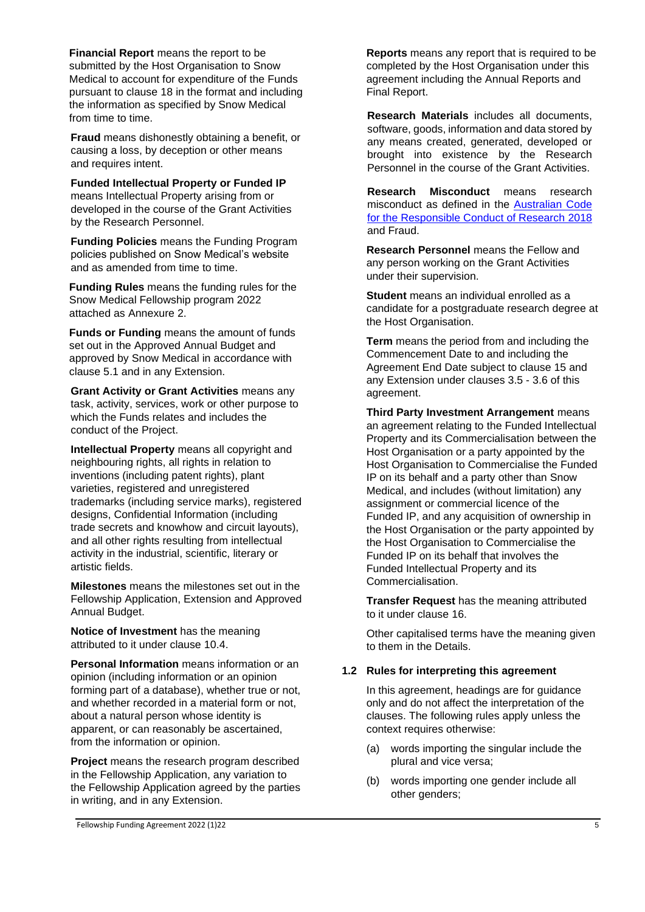**Financial Report** means the report to be submitted by the Host Organisation to Snow Medical to account for expenditure of the Funds pursuant to clause 18 in the format and including the information as specified by Snow Medical from time to time.

**Fraud** means dishonestly obtaining a benefit, or causing a loss, by deception or other means and requires intent.

**Funded Intellectual Property or Funded IP** means Intellectual Property arising from or developed in the course of the Grant Activities by the Research Personnel.

**Funding Policies** means the Funding Program policies published on Snow Medical's website and as amended from time to time.

**Funding Rules** means the funding rules for the Snow Medical Fellowship program 2022 attached as Annexure 2.

**Funds or Funding** means the amount of funds set out in the Approved Annual Budget and approved by Snow Medical in accordance with clause 5.1 and in any Extension.

**Grant Activity or Grant Activities** means any task, activity, services, work or other purpose to which the Funds relates and includes the conduct of the Project.

**Intellectual Property** means all copyright and neighbouring rights, all rights in relation to inventions (including patent rights), plant varieties, registered and unregistered trademarks (including service marks), registered designs, Confidential Information (including trade secrets and knowhow and circuit layouts), and all other rights resulting from intellectual activity in the industrial, scientific, literary or artistic fields.

**Milestones** means the milestones set out in the Fellowship Application, Extension and Approved Annual Budget.

**Notice of Investment** has the meaning attributed to it under clause 10.4.

**Personal Information** means information or an opinion (including information or an opinion forming part of a database), whether true or not, and whether recorded in a material form or not, about a natural person whose identity is apparent, or can reasonably be ascertained, from the information or opinion.

**Project** means the research program described in the Fellowship Application, any variation to the Fellowship Application agreed by the parties in writing, and in any Extension.

**Reports** means any report that is required to be completed by the Host Organisation under this agreement including the Annual Reports and Final Report.

**Research Materials** includes all documents, software, goods, information and data stored by any means created, generated, developed or brought into existence by the Research Personnel in the course of the Grant Activities.

**Research Misconduct** means research misconduct as defined in the [Australian Code for the Responsible Conduct of Research 2018] and Fraud.

**Research Personnel** means the Fellow and any person working on the Grant Activities under their supervision.

**Student** means an individual enrolled as a candidate for a postgraduate research degree at the Host Organisation.

**Term** means the period from and including the Commencement Date to and including the Agreement End Date subject to clause 15 and any Extension under clauses 3.5 - 3.6 of this agreement.

**Third Party Investment Arrangement** means an agreement relating to the Funded Intellectual Property and its Commercialisation between the Host Organisation or a party appointed by the Host Organisation to Commercialise the Funded IP on its behalf and a party other than Snow Medical, and includes (without limitation) any assignment or commercial licence of the Funded IP, and any acquisition of ownership in the Host Organisation or the party appointed by the Host Organisation to Commercialise the Funded IP on its behalf that involves the Funded Intellectual Property and its Commercialisation.

**Transfer Request** has the meaning attributed to it under clause 16.

Other capitalised terms have the meaning given to them in the Details.

### 1.2 Rules for interpreting this agreement

In this agreement, headings are for guidance only and do not affect the interpretation of the clauses. The following rules apply unless the context requires otherwise:

(a) words importing the singular include the plural and vice versa;

(b) words importing one gender include all other genders;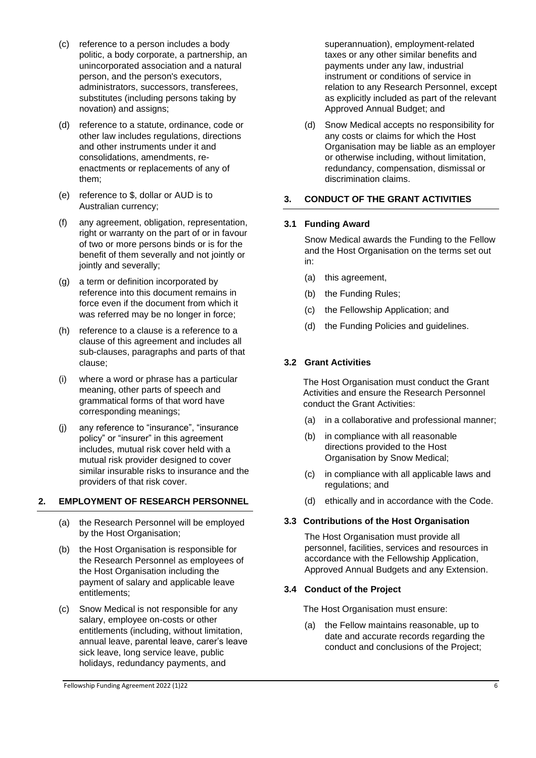(c) reference to a person includes a body politic, a body corporate, a partnership, an unincorporated association and a natural person, and the person's executors, administrators, successors, transferees, substitutes (including persons taking by novation) and assigns;

(d) reference to a statute, ordinance, code or other law includes regulations, directions and other instruments under it and consolidations, amendments, re-enactments or replacements of any of them;

(e) reference to $, dollar or AUD is to Australian currency;

(f) any agreement, obligation, representation, right or warranty on the part of or in favour of two or more persons binds or is for the benefit of them severally and not jointly or jointly and severally;

(g) a term or definition incorporated by reference into this document remains in force even if the document from which it was referred may be no longer in force;

(h) reference to a clause is a reference to a clause of this agreement and includes all sub-clauses, paragraphs and parts of that clause;

(i) where a word or phrase has a particular meaning, other parts of speech and grammatical forms of that word have corresponding meanings;

(j) any reference to "insurance", "insurance policy" or "insurer" in this agreement includes, mutual risk cover held with a mutual risk provider designed to cover similar insurable risks to insurance and the providers of that risk cover.

## 2. EMPLOYMENT OF RESEARCH PERSONNEL

(a) the Research Personnel will be employed by the Host Organisation;

(b) the Host Organisation is responsible for the Research Personnel as employees of the Host Organisation including the payment of salary and applicable leave entitlements;

(c) Snow Medical is not responsible for any salary, employee on-costs or other entitlements (including, without limitation, annual leave, parental leave, carer's leave sick leave, long service leave, public holidays, redundancy payments, and superannuation), employment-related taxes or any other similar benefits and payments under any law, industrial instrument or conditions of service in relation to any Research Personnel, except as explicitly included as part of the relevant Approved Annual Budget; and

(d) Snow Medical accepts no responsibility for any costs or claims for which the Host Organisation may be liable as an employer or otherwise including, without limitation, redundancy, compensation, dismissal or discrimination claims.

## 3. CONDUCT OF THE GRANT ACTIVITIES

### 3.1 Funding Award

Snow Medical awards the Funding to the Fellow and the Host Organisation on the terms set out in:

(a) this agreement,

(b) the Funding Rules;

(c) the Fellowship Application; and

(d) the Funding Policies and guidelines.

### 3.2 Grant Activities

The Host Organisation must conduct the Grant Activities and ensure the Research Personnel conduct the Grant Activities:

(a) in a collaborative and professional manner;

(b) in compliance with all reasonable directions provided to the Host Organisation by Snow Medical;

(c) in compliance with all applicable laws and regulations; and

(d) ethically and in accordance with the Code.

### 3.3 Contributions of the Host Organisation

The Host Organisation must provide all personnel, facilities, services and resources in accordance with the Fellowship Application, Approved Annual Budgets and any Extension.

### 3.4 Conduct of the Project

The Host Organisation must ensure:

(a) the Fellow maintains reasonable, up to date and accurate records regarding the conduct and conclusions of the Project;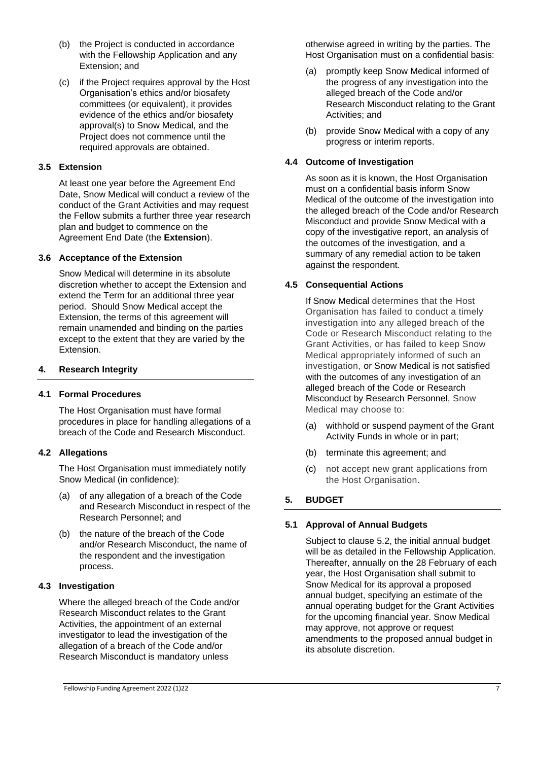(b) the Project is conducted in accordance with the Fellowship Application and any Extension; and

(c) if the Project requires approval by the Host Organisation's ethics and/or biosafety committees (or equivalent), it provides evidence of the ethics and/or biosafety approval(s) to Snow Medical, and the Project does not commence until the required approvals are obtained.

### 3.5 Extension

At least one year before the Agreement End Date, Snow Medical will conduct a review of the conduct of the Grant Activities and may request the Fellow submits a further three year research plan and budget to commence on the Agreement End Date (the **Extension**).

### 3.6 Acceptance of the Extension

Snow Medical will determine in its absolute discretion whether to accept the Extension and extend the Term for an additional three year period. Should Snow Medical accept the Extension, the terms of this agreement will remain unamended and binding on the parties except to the extent that they are varied by the Extension.

## 4. Research Integrity

### 4.1 Formal Procedures

The Host Organisation must have formal procedures in place for handling allegations of a breach of the Code and Research Misconduct.

### 4.2 Allegations

The Host Organisation must immediately notify Snow Medical (in confidence):

(a) of any allegation of a breach of the Code and Research Misconduct in respect of the Research Personnel; and

(b) the nature of the breach of the Code and/or Research Misconduct, the name of the respondent and the investigation process.

### 4.3 Investigation

Where the alleged breach of the Code and/or Research Misconduct relates to the Grant Activities, the appointment of an external investigator to lead the investigation of the allegation of a breach of the Code and/or Research Misconduct is mandatory unless otherwise agreed in writing by the parties. The Host Organisation must on a confidential basis:

(a) promptly keep Snow Medical informed of the progress of any investigation into the alleged breach of the Code and/or Research Misconduct relating to the Grant Activities; and

(b) provide Snow Medical with a copy of any progress or interim reports.

### 4.4 Outcome of Investigation

As soon as it is known, the Host Organisation must on a confidential basis inform Snow Medical of the outcome of the investigation into the alleged breach of the Code and/or Research Misconduct and provide Snow Medical with a copy of the investigative report, an analysis of the outcomes of the investigation, and a summary of any remedial action to be taken against the respondent.

### 4.5 Consequential Actions

If Snow Medical determines that the Host Organisation has failed to conduct a timely investigation into any alleged breach of the Code or Research Misconduct relating to the Grant Activities, or has failed to keep Snow Medical appropriately informed of such an investigation, or Snow Medical is not satisfied with the outcomes of any investigation of an alleged breach of the Code or Research Misconduct by Research Personnel, Snow Medical may choose to:

(a) withhold or suspend payment of the Grant Activity Funds in whole or in part;

(b) terminate this agreement; and

(c) not accept new grant applications from the Host Organisation.

## 5. BUDGET

### 5.1 Approval of Annual Budgets

Subject to clause 5.2, the initial annual budget will be as detailed in the Fellowship Application. Thereafter, annually on the 28 February of each year, the Host Organisation shall submit to Snow Medical for its approval a proposed annual budget, specifying an estimate of the annual operating budget for the Grant Activities for the upcoming financial year. Snow Medical may approve, not approve or request amendments to the proposed annual budget in its absolute discretion.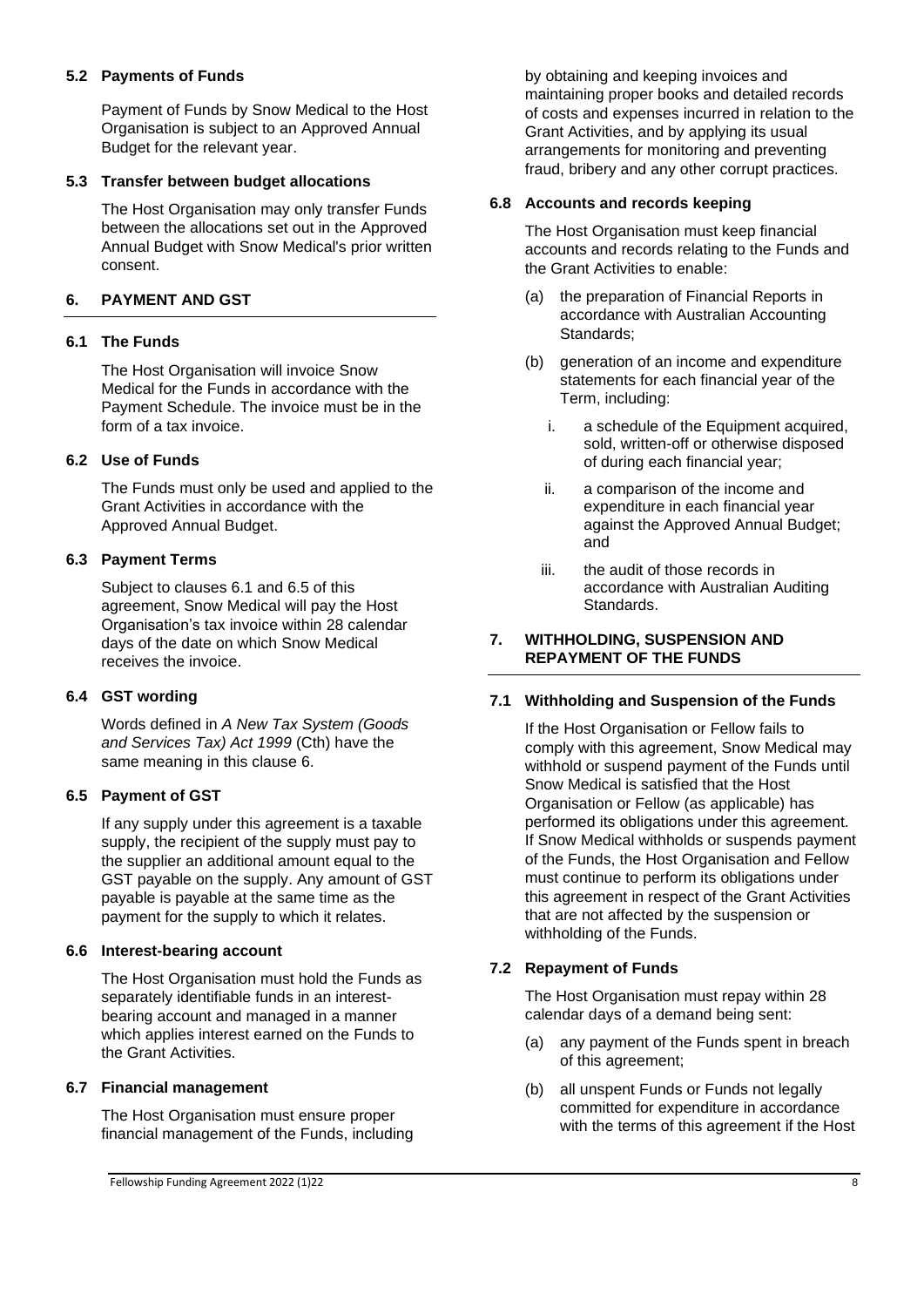### 5.2 Payments of Funds

Payment of Funds by Snow Medical to the Host Organisation is subject to an Approved Annual Budget for the relevant year.

### 5.3 Transfer between budget allocations

The Host Organisation may only transfer Funds between the allocations set out in the Approved Annual Budget with Snow Medical's prior written consent.

## 6. PAYMENT AND GST

### 6.1 The Funds

The Host Organisation will invoice Snow Medical for the Funds in accordance with the Payment Schedule. The invoice must be in the form of a tax invoice.

### 6.2 Use of Funds

The Funds must only be used and applied to the Grant Activities in accordance with the Approved Annual Budget.

### 6.3 Payment Terms

Subject to clauses 6.1 and 6.5 of this agreement, Snow Medical will pay the Host Organisation's tax invoice within 28 calendar days of the date on which Snow Medical receives the invoice.

### 6.4 GST wording

Words defined in *A New Tax System (Goods and Services Tax) Act 1999* (Cth) have the same meaning in this clause 6.

### 6.5 Payment of GST

If any supply under this agreement is a taxable supply, the recipient of the supply must pay to the supplier an additional amount equal to the GST payable on the supply. Any amount of GST payable is payable at the same time as the payment for the supply to which it relates.

### 6.6 Interest-bearing account

The Host Organisation must hold the Funds as separately identifiable funds in an interest-bearing account and managed in a manner which applies interest earned on the Funds to the Grant Activities.

### 6.7 Financial management

The Host Organisation must ensure proper financial management of the Funds, including by obtaining and keeping invoices and maintaining proper books and detailed records of costs and expenses incurred in relation to the Grant Activities, and by applying its usual arrangements for monitoring and preventing fraud, bribery and any other corrupt practices.

### 6.8 Accounts and records keeping

The Host Organisation must keep financial accounts and records relating to the Funds and the Grant Activities to enable:

(a) the preparation of Financial Reports in accordance with Australian Accounting Standards;

(b) generation of an income and expenditure statements for each financial year of the Term, including:

  i. a schedule of the Equipment acquired, sold, written-off or otherwise disposed of during each financial year;

  ii. a comparison of the income and expenditure in each financial year against the Approved Annual Budget; and

  iii. the audit of those records in accordance with Australian Auditing Standards.

## 7. WITHHOLDING, SUSPENSION AND REPAYMENT OF THE FUNDS

### 7.1 Withholding and Suspension of the Funds

If the Host Organisation or Fellow fails to comply with this agreement, Snow Medical may withhold or suspend payment of the Funds until Snow Medical is satisfied that the Host Organisation or Fellow (as applicable) has performed its obligations under this agreement. If Snow Medical withholds or suspends payment of the Funds, the Host Organisation and Fellow must continue to perform its obligations under this agreement in respect of the Grant Activities that are not affected by the suspension or withholding of the Funds.

### 7.2 Repayment of Funds

The Host Organisation must repay within 28 calendar days of a demand being sent:

(a) any payment of the Funds spent in breach of this agreement;

(b) all unspent Funds or Funds not legally committed for expenditure in accordance with the terms of this agreement if the Host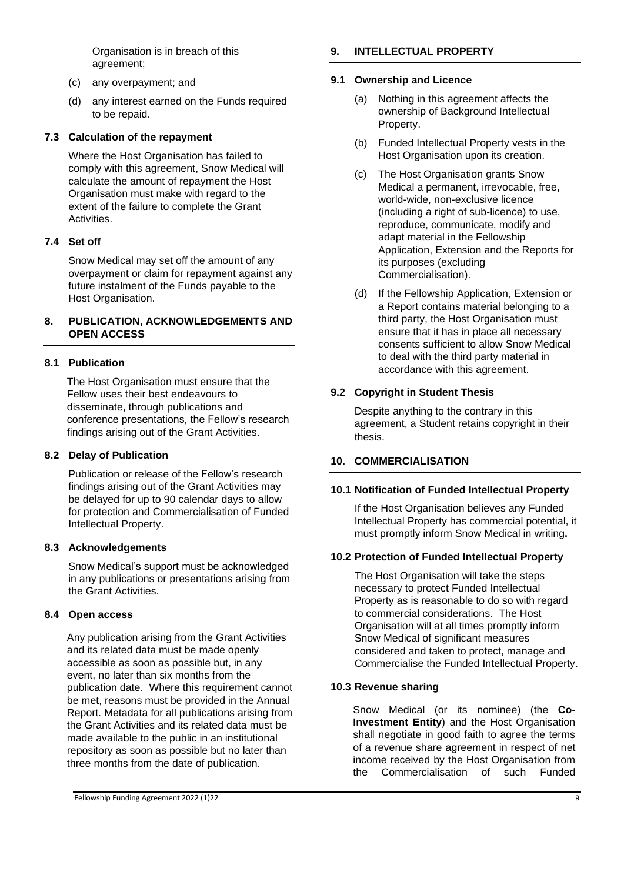Organisation is in breach of this agreement;

(c) any overpayment; and

(d) any interest earned on the Funds required to be repaid.

### 7.3 Calculation of the repayment

Where the Host Organisation has failed to comply with this agreement, Snow Medical will calculate the amount of repayment the Host Organisation must make with regard to the extent of the failure to complete the Grant Activities.

### 7.4 Set off

Snow Medical may set off the amount of any overpayment or claim for repayment against any future instalment of the Funds payable to the Host Organisation.

## 8. PUBLICATION, ACKNOWLEDGEMENTS AND OPEN ACCESS

### 8.1 Publication

The Host Organisation must ensure that the Fellow uses their best endeavours to disseminate, through publications and conference presentations, the Fellow's research findings arising out of the Grant Activities.

### 8.2 Delay of Publication

Publication or release of the Fellow's research findings arising out of the Grant Activities may be delayed for up to 90 calendar days to allow for protection and Commercialisation of Funded Intellectual Property.

### 8.3 Acknowledgements

Snow Medical's support must be acknowledged in any publications or presentations arising from the Grant Activities.

### 8.4 Open access

Any publication arising from the Grant Activities and its related data must be made openly accessible as soon as possible but, in any event, no later than six months from the publication date. Where this requirement cannot be met, reasons must be provided in the Annual Report. Metadata for all publications arising from the Grant Activities and its related data must be made available to the public in an institutional repository as soon as possible but no later than three months from the date of publication.

## 9. INTELLECTUAL PROPERTY

### 9.1 Ownership and Licence

(a) Nothing in this agreement affects the ownership of Background Intellectual Property.

(b) Funded Intellectual Property vests in the Host Organisation upon its creation.

(c) The Host Organisation grants Snow Medical a permanent, irrevocable, free, world-wide, non-exclusive licence (including a right of sub-licence) to use, reproduce, communicate, modify and adapt material in the Fellowship Application, Extension and the Reports for its purposes (excluding Commercialisation).

(d) If the Fellowship Application, Extension or a Report contains material belonging to a third party, the Host Organisation must ensure that it has in place all necessary consents sufficient to allow Snow Medical to deal with the third party material in accordance with this agreement.

### 9.2 Copyright in Student Thesis

Despite anything to the contrary in this agreement, a Student retains copyright in their thesis.

## 10. COMMERCIALISATION

### 10.1 Notification of Funded Intellectual Property

If the Host Organisation believes any Funded Intellectual Property has commercial potential, it must promptly inform Snow Medical in writing**.**

### 10.2 Protection of Funded Intellectual Property

The Host Organisation will take the steps necessary to protect Funded Intellectual Property as is reasonable to do so with regard to commercial considerations. The Host Organisation will at all times promptly inform Snow Medical of significant measures considered and taken to protect, manage and Commercialise the Funded Intellectual Property.

### 10.3 Revenue sharing

Snow Medical (or its nominee) (the **Co-Investment Entity**) and the Host Organisation shall negotiate in good faith to agree the terms of a revenue share agreement in respect of net income received by the Host Organisation from the Commercialisation of such Funded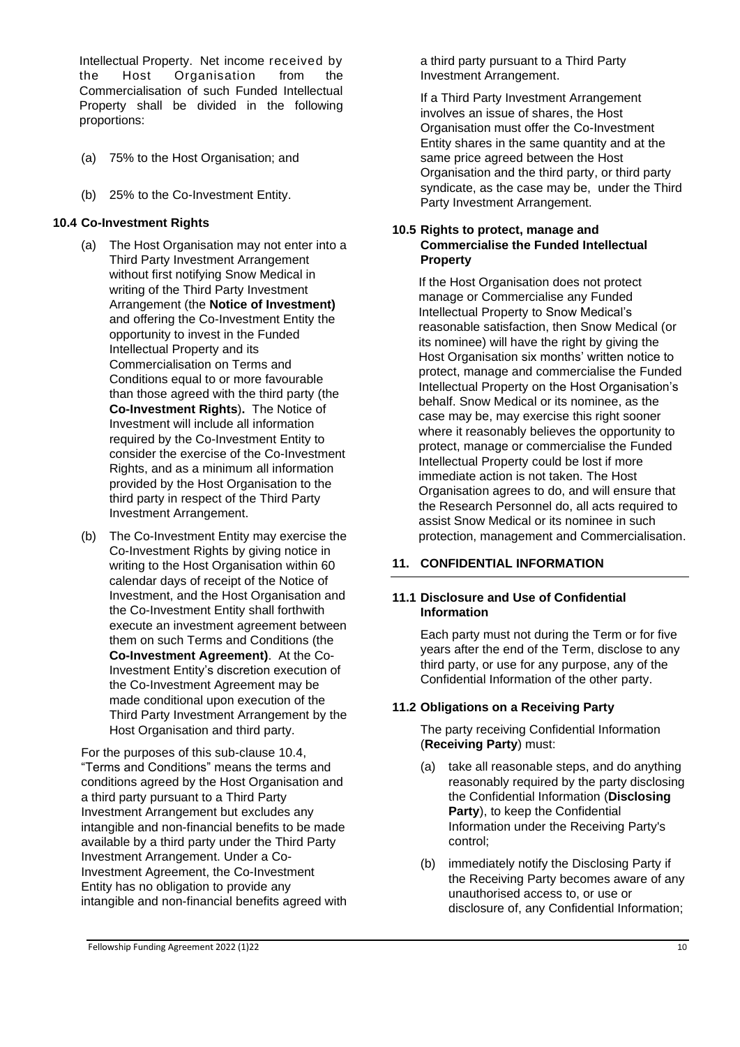Intellectual Property. Net income received by the Host Organisation from the Commercialisation of such Funded Intellectual Property shall be divided in the following proportions:

(a) 75% to the Host Organisation; and

(b) 25% to the Co-Investment Entity.

### 10.4 Co-Investment Rights

(a) The Host Organisation may not enter into a Third Party Investment Arrangement without first notifying Snow Medical in writing of the Third Party Investment Arrangement (the **Notice of Investment)** and offering the Co-Investment Entity the opportunity to invest in the Funded Intellectual Property and its Commercialisation on Terms and Conditions equal to or more favourable than those agreed with the third party (the **Co-Investment Rights**). The Notice of Investment will include all information required by the Co-Investment Entity to consider the exercise of the Co-Investment Rights, and as a minimum all information provided by the Host Organisation to the third party in respect of the Third Party Investment Arrangement.

(b) The Co-Investment Entity may exercise the Co-Investment Rights by giving notice in writing to the Host Organisation within 60 calendar days of receipt of the Notice of Investment, and the Host Organisation and the Co-Investment Entity shall forthwith execute an investment agreement between them on such Terms and Conditions (the **Co-Investment Agreement)**. At the Co-Investment Entity's discretion execution of the Co-Investment Agreement may be made conditional upon execution of the Third Party Investment Arrangement by the Host Organisation and third party.

For the purposes of this sub-clause 10.4, "Terms and Conditions" means the terms and conditions agreed by the Host Organisation and a third party pursuant to a Third Party Investment Arrangement but excludes any intangible and non-financial benefits to be made available by a third party under the Third Party Investment Arrangement. Under a Co-Investment Agreement, the Co-Investment Entity has no obligation to provide any intangible and non-financial benefits agreed with a third party pursuant to a Third Party Investment Arrangement.

If a Third Party Investment Arrangement involves an issue of shares, the Host Organisation must offer the Co-Investment Entity shares in the same quantity and at the same price agreed between the Host Organisation and the third party, or third party syndicate, as the case may be, under the Third Party Investment Arrangement.

### 10.5 Rights to protect, manage and Commercialise the Funded Intellectual Property

If the Host Organisation does not protect manage or Commercialise any Funded Intellectual Property to Snow Medical's reasonable satisfaction, then Snow Medical (or its nominee) will have the right by giving the Host Organisation six months' written notice to protect, manage and commercialise the Funded Intellectual Property on the Host Organisation's behalf. Snow Medical or its nominee, as the case may be, may exercise this right sooner where it reasonably believes the opportunity to protect, manage or commercialise the Funded Intellectual Property could be lost if more immediate action is not taken. The Host Organisation agrees to do, and will ensure that the Research Personnel do, all acts required to assist Snow Medical or its nominee in such protection, management and Commercialisation.

## 11. CONFIDENTIAL INFORMATION

### 11.1 Disclosure and Use of Confidential Information

Each party must not during the Term or for five years after the end of the Term, disclose to any third party, or use for any purpose, any of the Confidential Information of the other party.

### 11.2 Obligations on a Receiving Party

The party receiving Confidential Information (**Receiving Party**) must:

(a) take all reasonable steps, and do anything reasonably required by the party disclosing the Confidential Information (**Disclosing Party**), to keep the Confidential Information under the Receiving Party's control;

(b) immediately notify the Disclosing Party if the Receiving Party becomes aware of any unauthorised access to, or use or disclosure of, any Confidential Information;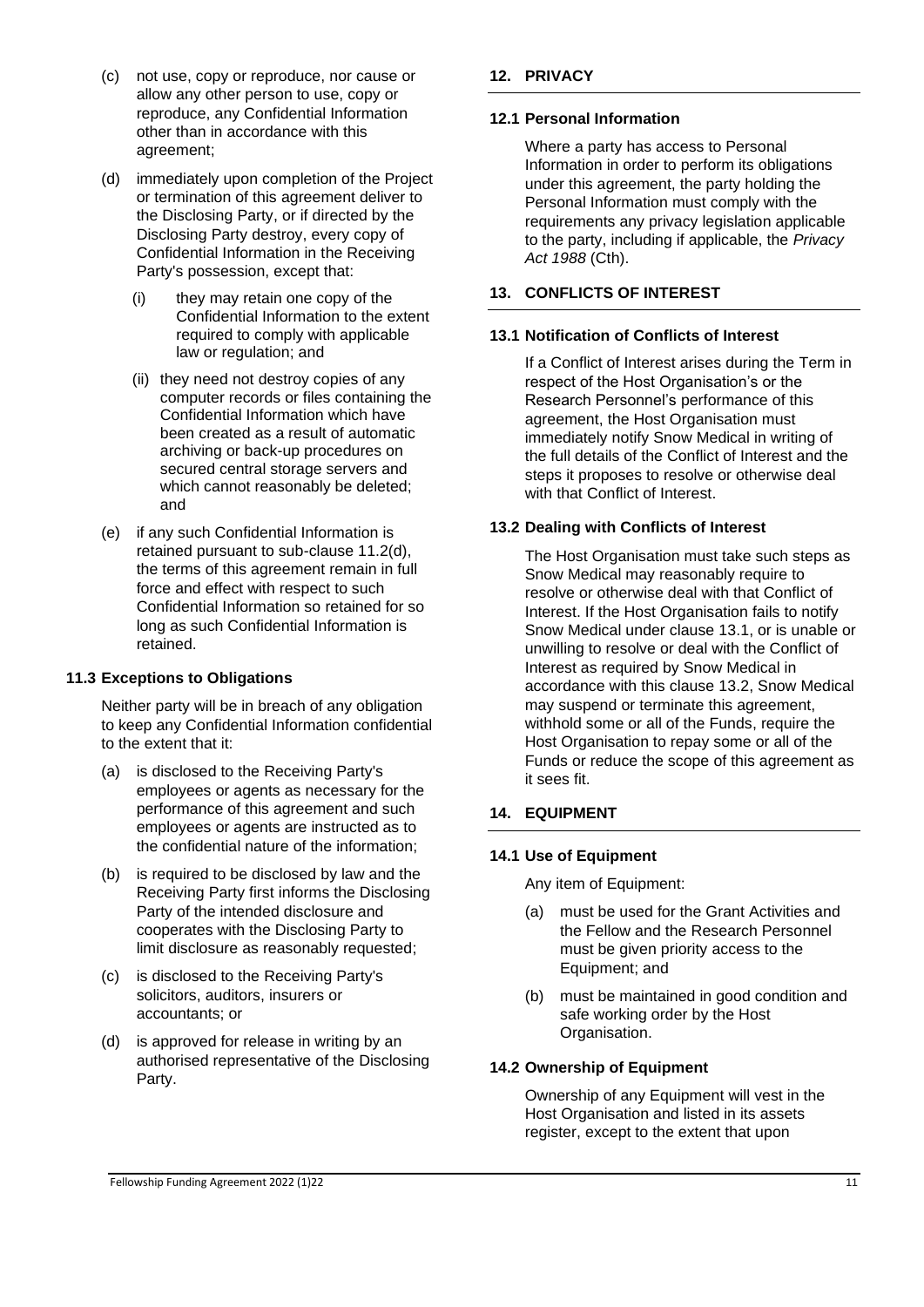(c) not use, copy or reproduce, nor cause or allow any other person to use, copy or reproduce, any Confidential Information other than in accordance with this agreement;

(d) immediately upon completion of the Project or termination of this agreement deliver to the Disclosing Party, or if directed by the Disclosing Party destroy, every copy of Confidential Information in the Receiving Party's possession, except that:

   (i) they may retain one copy of the Confidential Information to the extent required to comply with applicable law or regulation; and

   (ii) they need not destroy copies of any computer records or files containing the Confidential Information which have been created as a result of automatic archiving or back-up procedures on secured central storage servers and which cannot reasonably be deleted; and

(e) if any such Confidential Information is retained pursuant to sub-clause 11.2(d), the terms of this agreement remain in full force and effect with respect to such Confidential Information so retained for so long as such Confidential Information is retained.

### 11.3 Exceptions to Obligations

Neither party will be in breach of any obligation to keep any Confidential Information confidential to the extent that it:

(a) is disclosed to the Receiving Party's employees or agents as necessary for the performance of this agreement and such employees or agents are instructed as to the confidential nature of the information;

(b) is required to be disclosed by law and the Receiving Party first informs the Disclosing Party of the intended disclosure and cooperates with the Disclosing Party to limit disclosure as reasonably requested;

(c) is disclosed to the Receiving Party's solicitors, auditors, insurers or accountants; or

(d) is approved for release in writing by an authorised representative of the Disclosing Party.

## 12. PRIVACY

### 12.1 Personal Information

Where a party has access to Personal Information in order to perform its obligations under this agreement, the party holding the Personal Information must comply with the requirements any privacy legislation applicable to the party, including if applicable, the *Privacy Act 1988* (Cth).

## 13. CONFLICTS OF INTEREST

### 13.1 Notification of Conflicts of Interest

If a Conflict of Interest arises during the Term in respect of the Host Organisation's or the Research Personnel's performance of this agreement, the Host Organisation must immediately notify Snow Medical in writing of the full details of the Conflict of Interest and the steps it proposes to resolve or otherwise deal with that Conflict of Interest.

### 13.2 Dealing with Conflicts of Interest

The Host Organisation must take such steps as Snow Medical may reasonably require to resolve or otherwise deal with that Conflict of Interest. If the Host Organisation fails to notify Snow Medical under clause 13.1, or is unable or unwilling to resolve or deal with the Conflict of Interest as required by Snow Medical in accordance with this clause 13.2, Snow Medical may suspend or terminate this agreement, withhold some or all of the Funds, require the Host Organisation to repay some or all of the Funds or reduce the scope of this agreement as it sees fit.

## 14. EQUIPMENT

### 14.1 Use of Equipment

Any item of Equipment:

(a) must be used for the Grant Activities and the Fellow and the Research Personnel must be given priority access to the Equipment; and

(b) must be maintained in good condition and safe working order by the Host Organisation.

### 14.2 Ownership of Equipment

Ownership of any Equipment will vest in the Host Organisation and listed in its assets register, except to the extent that upon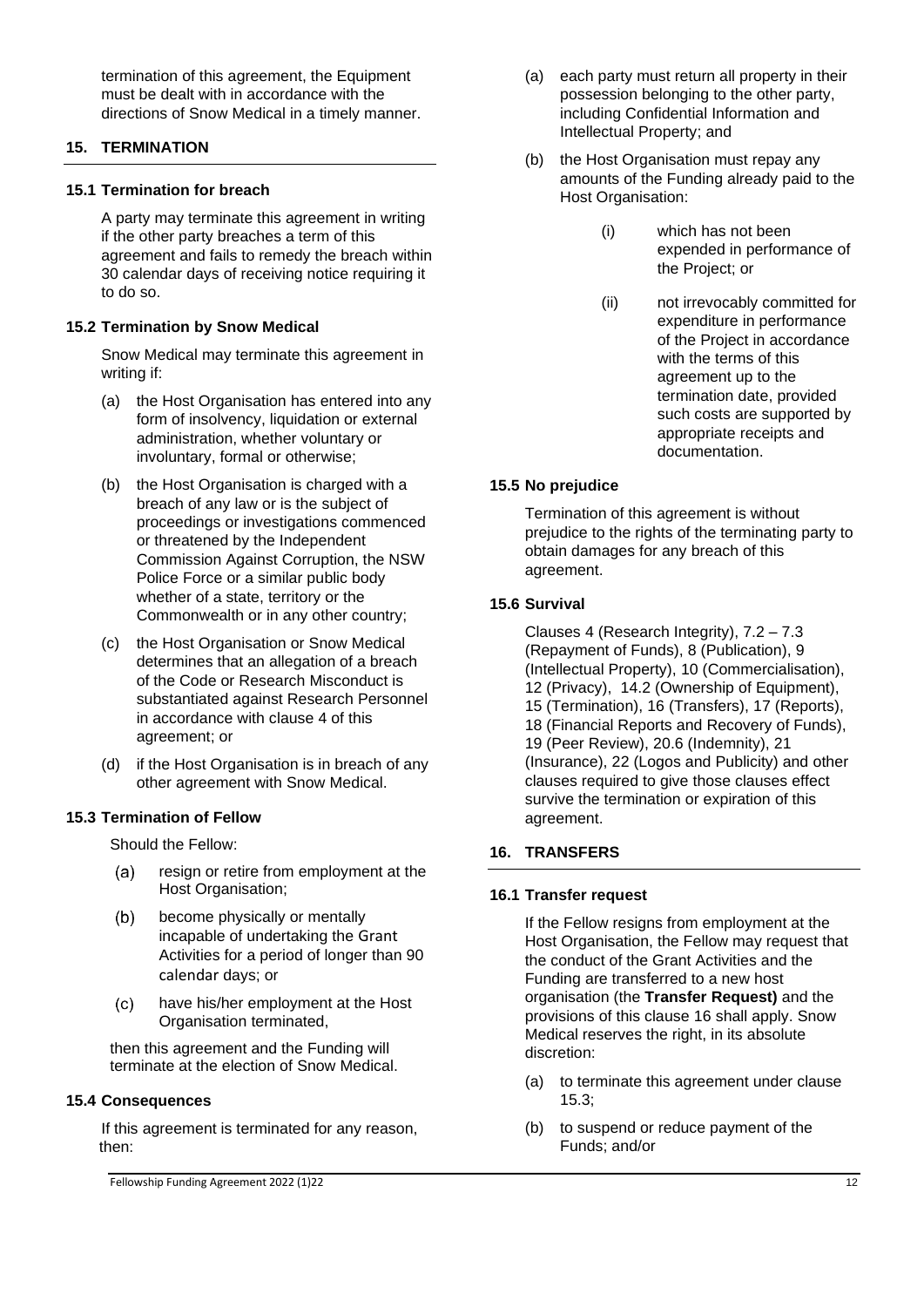termination of this agreement, the Equipment must be dealt with in accordance with the directions of Snow Medical in a timely manner.

## 15. TERMINATION

### 15.1 Termination for breach

A party may terminate this agreement in writing if the other party breaches a term of this agreement and fails to remedy the breach within 30 calendar days of receiving notice requiring it to do so.

### 15.2 Termination by Snow Medical

Snow Medical may terminate this agreement in writing if:

(a) the Host Organisation has entered into any form of insolvency, liquidation or external administration, whether voluntary or involuntary, formal or otherwise;

(b) the Host Organisation is charged with a breach of any law or is the subject of proceedings or investigations commenced or threatened by the Independent Commission Against Corruption, the NSW Police Force or a similar public body whether of a state, territory or the Commonwealth or in any other country;

(c) the Host Organisation or Snow Medical determines that an allegation of a breach of the Code or Research Misconduct is substantiated against Research Personnel in accordance with clause 4 of this agreement; or

(d) if the Host Organisation is in breach of any other agreement with Snow Medical.

### 15.3 Termination of Fellow

Should the Fellow:

(a) resign or retire from employment at the Host Organisation;

(b) become physically or mentally incapable of undertaking the Grant Activities for a period of longer than 90 calendar days; or

(c) have his/her employment at the Host Organisation terminated,

then this agreement and the Funding will terminate at the election of Snow Medical.

### 15.4 Consequences

If this agreement is terminated for any reason, then:

(a) each party must return all property in their possession belonging to the other party, including Confidential Information and Intellectual Property; and

(b) the Host Organisation must repay any amounts of the Funding already paid to the Host Organisation:

 (i) which has not been expended in performance of the Project; or

 (ii) not irrevocably committed for expenditure in performance of the Project in accordance with the terms of this agreement up to the termination date, provided such costs are supported by appropriate receipts and documentation.

### 15.5 No prejudice

Termination of this agreement is without prejudice to the rights of the terminating party to obtain damages for any breach of this agreement.

### 15.6 Survival

Clauses 4 (Research Integrity), 7.2 – 7.3 (Repayment of Funds), 8 (Publication), 9 (Intellectual Property), 10 (Commercialisation), 12 (Privacy), 14.2 (Ownership of Equipment), 15 (Termination), 16 (Transfers), 17 (Reports), 18 (Financial Reports and Recovery of Funds), 19 (Peer Review), 20.6 (Indemnity), 21 (Insurance), 22 (Logos and Publicity) and other clauses required to give those clauses effect survive the termination or expiration of this agreement.

## 16. TRANSFERS

### 16.1 Transfer request

If the Fellow resigns from employment at the Host Organisation, the Fellow may request that the conduct of the Grant Activities and the Funding are transferred to a new host organisation (the **Transfer Request)** and the provisions of this clause 16 shall apply. Snow Medical reserves the right, in its absolute discretion:

(a) to terminate this agreement under clause 15.3;

(b) to suspend or reduce payment of the Funds; and/or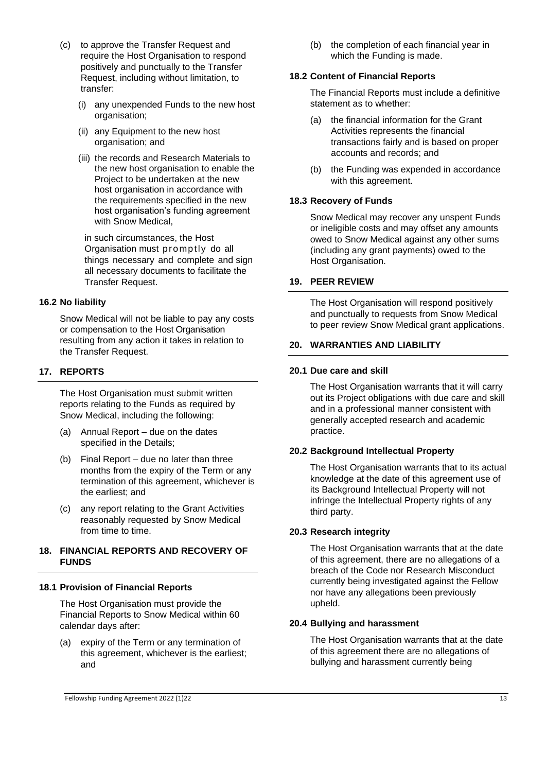(c) to approve the Transfer Request and require the Host Organisation to respond positively and punctually to the Transfer Request, including without limitation, to transfer:

   (i) any unexpended Funds to the new host organisation;

   (ii) any Equipment to the new host organisation; and

   (iii) the records and Research Materials to the new host organisation to enable the Project to be undertaken at the new host organisation in accordance with the requirements specified in the new host organisation's funding agreement with Snow Medical,

   in such circumstances, the Host Organisation must promptly do all things necessary and complete and sign all necessary documents to facilitate the Transfer Request.

### 16.2 No liability

Snow Medical will not be liable to pay any costs or compensation to the Host Organisation resulting from any action it takes in relation to the Transfer Request.

## 17. REPORTS

The Host Organisation must submit written reports relating to the Funds as required by Snow Medical, including the following:

(a) Annual Report – due on the dates specified in the Details;

(b) Final Report – due no later than three months from the expiry of the Term or any termination of this agreement, whichever is the earliest; and

(c) any report relating to the Grant Activities reasonably requested by Snow Medical from time to time.

## 18. FINANCIAL REPORTS AND RECOVERY OF FUNDS

### 18.1 Provision of Financial Reports

The Host Organisation must provide the Financial Reports to Snow Medical within 60 calendar days after:

(a) expiry of the Term or any termination of this agreement, whichever is the earliest; and

(b) the completion of each financial year in which the Funding is made.

### 18.2 Content of Financial Reports

The Financial Reports must include a definitive statement as to whether:

(a) the financial information for the Grant Activities represents the financial transactions fairly and is based on proper accounts and records; and

(b) the Funding was expended in accordance with this agreement.

### 18.3 Recovery of Funds

Snow Medical may recover any unspent Funds or ineligible costs and may offset any amounts owed to Snow Medical against any other sums (including any grant payments) owed to the Host Organisation.

## 19. PEER REVIEW

The Host Organisation will respond positively and punctually to requests from Snow Medical to peer review Snow Medical grant applications.

## 20. WARRANTIES AND LIABILITY

### 20.1 Due care and skill

The Host Organisation warrants that it will carry out its Project obligations with due care and skill and in a professional manner consistent with generally accepted research and academic practice.

### 20.2 Background Intellectual Property

The Host Organisation warrants that to its actual knowledge at the date of this agreement use of its Background Intellectual Property will not infringe the Intellectual Property rights of any third party.

### 20.3 Research integrity

The Host Organisation warrants that at the date of this agreement, there are no allegations of a breach of the Code nor Research Misconduct currently being investigated against the Fellow nor have any allegations been previously upheld.

### 20.4 Bullying and harassment

The Host Organisation warrants that at the date of this agreement there are no allegations of bullying and harassment currently being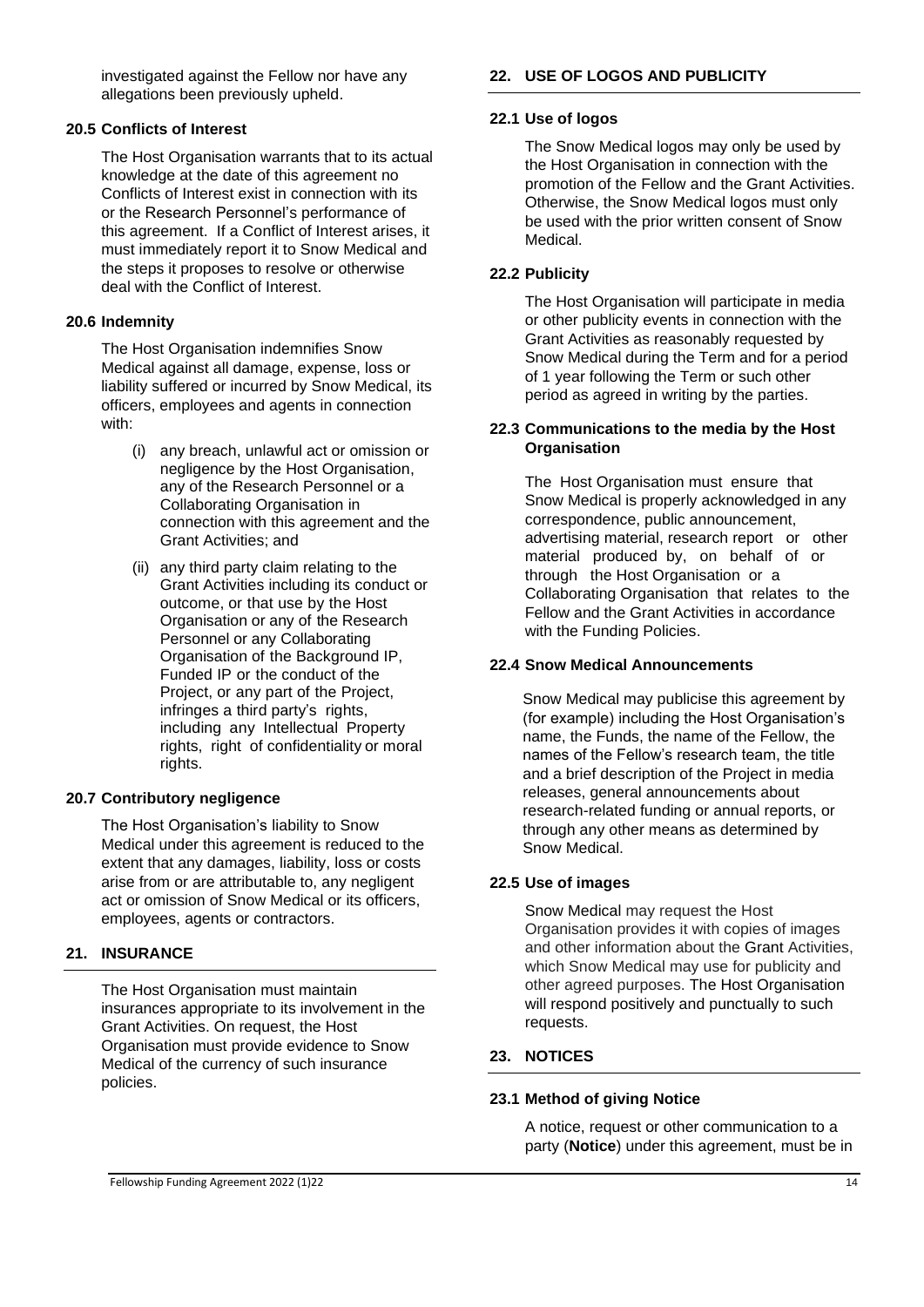investigated against the Fellow nor have any allegations been previously upheld.

### 20.5 Conflicts of Interest

The Host Organisation warrants that to its actual knowledge at the date of this agreement no Conflicts of Interest exist in connection with its or the Research Personnel's performance of this agreement. If a Conflict of Interest arises, it must immediately report it to Snow Medical and the steps it proposes to resolve or otherwise deal with the Conflict of Interest.

### 20.6 Indemnity

The Host Organisation indemnifies Snow Medical against all damage, expense, loss or liability suffered or incurred by Snow Medical, its officers, employees and agents in connection with:

(i) any breach, unlawful act or omission or negligence by the Host Organisation, any of the Research Personnel or a Collaborating Organisation in connection with this agreement and the Grant Activities; and

(ii) any third party claim relating to the Grant Activities including its conduct or outcome, or that use by the Host Organisation or any of the Research Personnel or any Collaborating Organisation of the Background IP, Funded IP or the conduct of the Project, or any part of the Project, infringes a third party's rights, including any Intellectual Property rights, right of confidentiality or moral rights.

### 20.7 Contributory negligence

The Host Organisation's liability to Snow Medical under this agreement is reduced to the extent that any damages, liability, loss or costs arise from or are attributable to, any negligent act or omission of Snow Medical or its officers, employees, agents or contractors.

## 21. INSURANCE

The Host Organisation must maintain insurances appropriate to its involvement in the Grant Activities. On request, the Host Organisation must provide evidence to Snow Medical of the currency of such insurance policies.

## 22. USE OF LOGOS AND PUBLICITY

### 22.1 Use of logos

The Snow Medical logos may only be used by the Host Organisation in connection with the promotion of the Fellow and the Grant Activities. Otherwise, the Snow Medical logos must only be used with the prior written consent of Snow Medical.

### 22.2 Publicity

The Host Organisation will participate in media or other publicity events in connection with the Grant Activities as reasonably requested by Snow Medical during the Term and for a period of 1 year following the Term or such other period as agreed in writing by the parties.

### 22.3 Communications to the media by the Host Organisation

The Host Organisation must ensure that Snow Medical is properly acknowledged in any correspondence, public announcement, advertising material, research report or other material produced by, on behalf of or through the Host Organisation or a Collaborating Organisation that relates to the Fellow and the Grant Activities in accordance with the Funding Policies.

### 22.4 Snow Medical Announcements

Snow Medical may publicise this agreement by (for example) including the Host Organisation's name, the Funds, the name of the Fellow, the names of the Fellow's research team, the title and a brief description of the Project in media releases, general announcements about research-related funding or annual reports, or through any other means as determined by Snow Medical.

### 22.5 Use of images

Snow Medical may request the Host Organisation provides it with copies of images and other information about the Grant Activities, which Snow Medical may use for publicity and other agreed purposes. The Host Organisation will respond positively and punctually to such requests.

## 23. NOTICES

### 23.1 Method of giving Notice

A notice, request or other communication to a party (**Notice**) under this agreement, must be in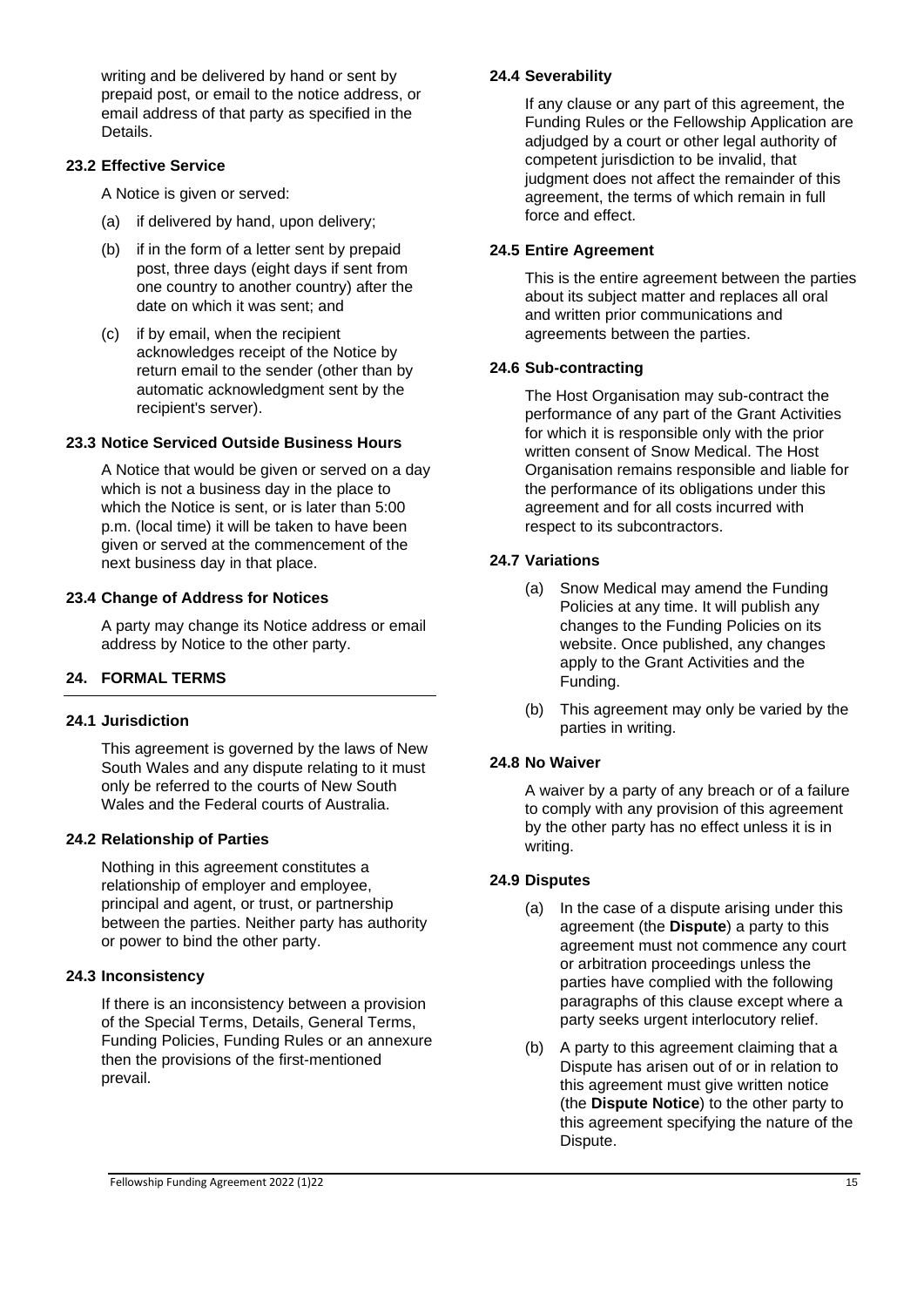writing and be delivered by hand or sent by prepaid post, or email to the notice address, or email address of that party as specified in the Details.

### 23.2 Effective Service

A Notice is given or served:

(a) if delivered by hand, upon delivery;

(b) if in the form of a letter sent by prepaid post, three days (eight days if sent from one country to another country) after the date on which it was sent; and

(c) if by email, when the recipient acknowledges receipt of the Notice by return email to the sender (other than by automatic acknowledgment sent by the recipient's server).

### 23.3 Notice Serviced Outside Business Hours

A Notice that would be given or served on a day which is not a business day in the place to which the Notice is sent, or is later than 5:00 p.m. (local time) it will be taken to have been given or served at the commencement of the next business day in that place.

### 23.4 Change of Address for Notices

A party may change its Notice address or email address by Notice to the other party.

## 24. FORMAL TERMS

### 24.1 Jurisdiction

This agreement is governed by the laws of New South Wales and any dispute relating to it must only be referred to the courts of New South Wales and the Federal courts of Australia.

### 24.2 Relationship of Parties

Nothing in this agreement constitutes a relationship of employer and employee, principal and agent, or trust, or partnership between the parties. Neither party has authority or power to bind the other party.

### 24.3 Inconsistency

If there is an inconsistency between a provision of the Special Terms, Details, General Terms, Funding Policies, Funding Rules or an annexure then the provisions of the first-mentioned prevail.

### 24.4 Severability

If any clause or any part of this agreement, the Funding Rules or the Fellowship Application are adjudged by a court or other legal authority of competent jurisdiction to be invalid, that judgment does not affect the remainder of this agreement, the terms of which remain in full force and effect.

### 24.5 Entire Agreement

This is the entire agreement between the parties about its subject matter and replaces all oral and written prior communications and agreements between the parties.

### 24.6 Sub-contracting

The Host Organisation may sub-contract the performance of any part of the Grant Activities for which it is responsible only with the prior written consent of Snow Medical. The Host Organisation remains responsible and liable for the performance of its obligations under this agreement and for all costs incurred with respect to its subcontractors.

### 24.7 Variations

(a) Snow Medical may amend the Funding Policies at any time. It will publish any changes to the Funding Policies on its website. Once published, any changes apply to the Grant Activities and the Funding.

(b) This agreement may only be varied by the parties in writing.

### 24.8 No Waiver

A waiver by a party of any breach or of a failure to comply with any provision of this agreement by the other party has no effect unless it is in writing.

### 24.9 Disputes

(a) In the case of a dispute arising under this agreement (the **Dispute**) a party to this agreement must not commence any court or arbitration proceedings unless the parties have complied with the following paragraphs of this clause except where a party seeks urgent interlocutory relief.

(b) A party to this agreement claiming that a Dispute has arisen out of or in relation to this agreement must give written notice (the **Dispute Notice**) to the other party to this agreement specifying the nature of the Dispute.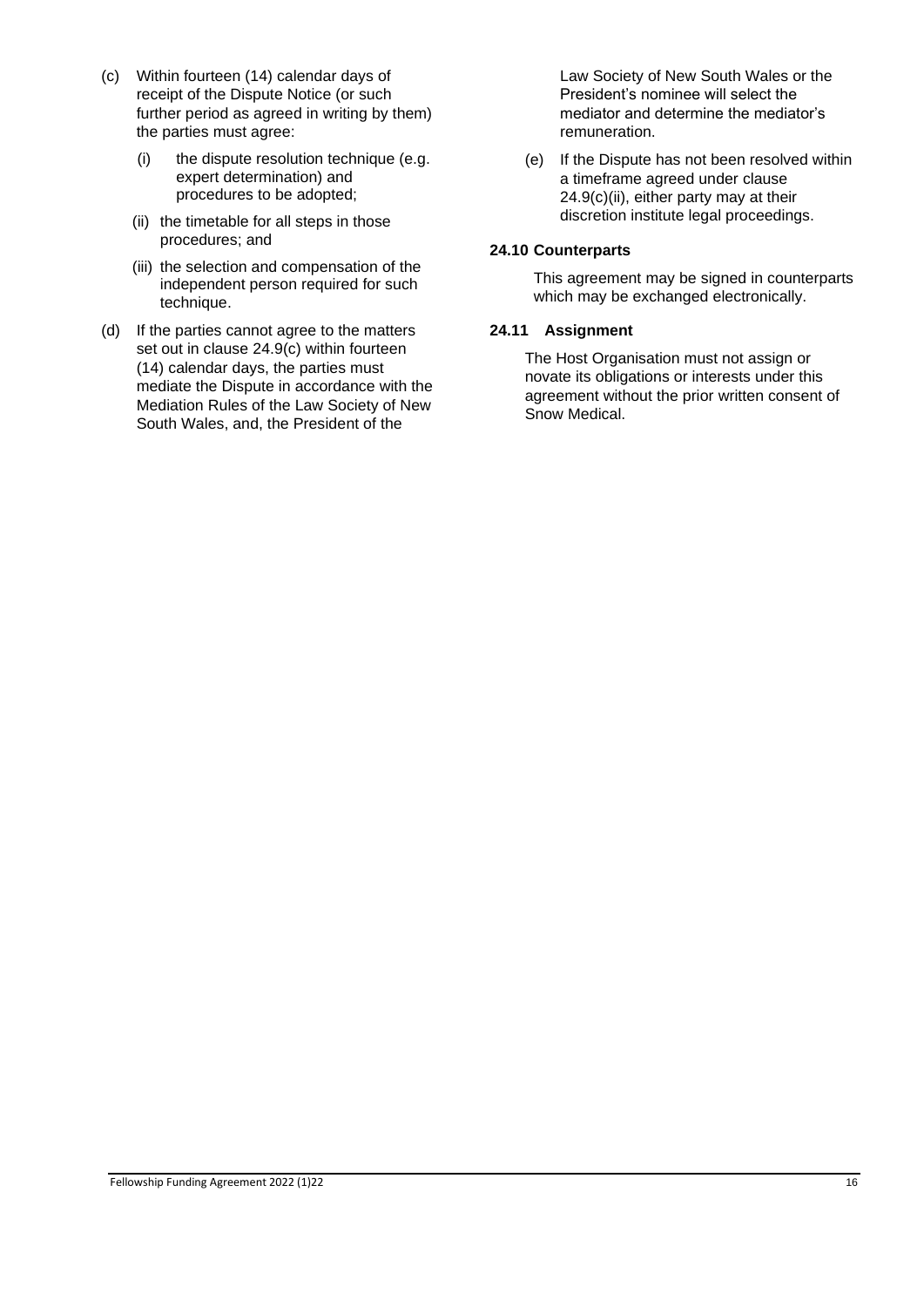(c) Within fourteen (14) calendar days of receipt of the Dispute Notice (or such further period as agreed in writing by them) the parties must agree:

   (i) the dispute resolution technique (e.g. expert determination) and procedures to be adopted;

   (ii) the timetable for all steps in those procedures; and

   (iii) the selection and compensation of the independent person required for such technique.

(d) If the parties cannot agree to the matters set out in clause 24.9(c) within fourteen (14) calendar days, the parties must mediate the Dispute in accordance with the Mediation Rules of the Law Society of New South Wales, and, the President of the Law Society of New South Wales or the President's nominee will select the mediator and determine the mediator's remuneration.

(e) If the Dispute has not been resolved within a timeframe agreed under clause 24.9(c)(ii), either party may at their discretion institute legal proceedings.

**24.10 Counterparts**

This agreement may be signed in counterparts which may be exchanged electronically.

**24.11 Assignment**

The Host Organisation must not assign or novate its obligations or interests under this agreement without the prior written consent of Snow Medical.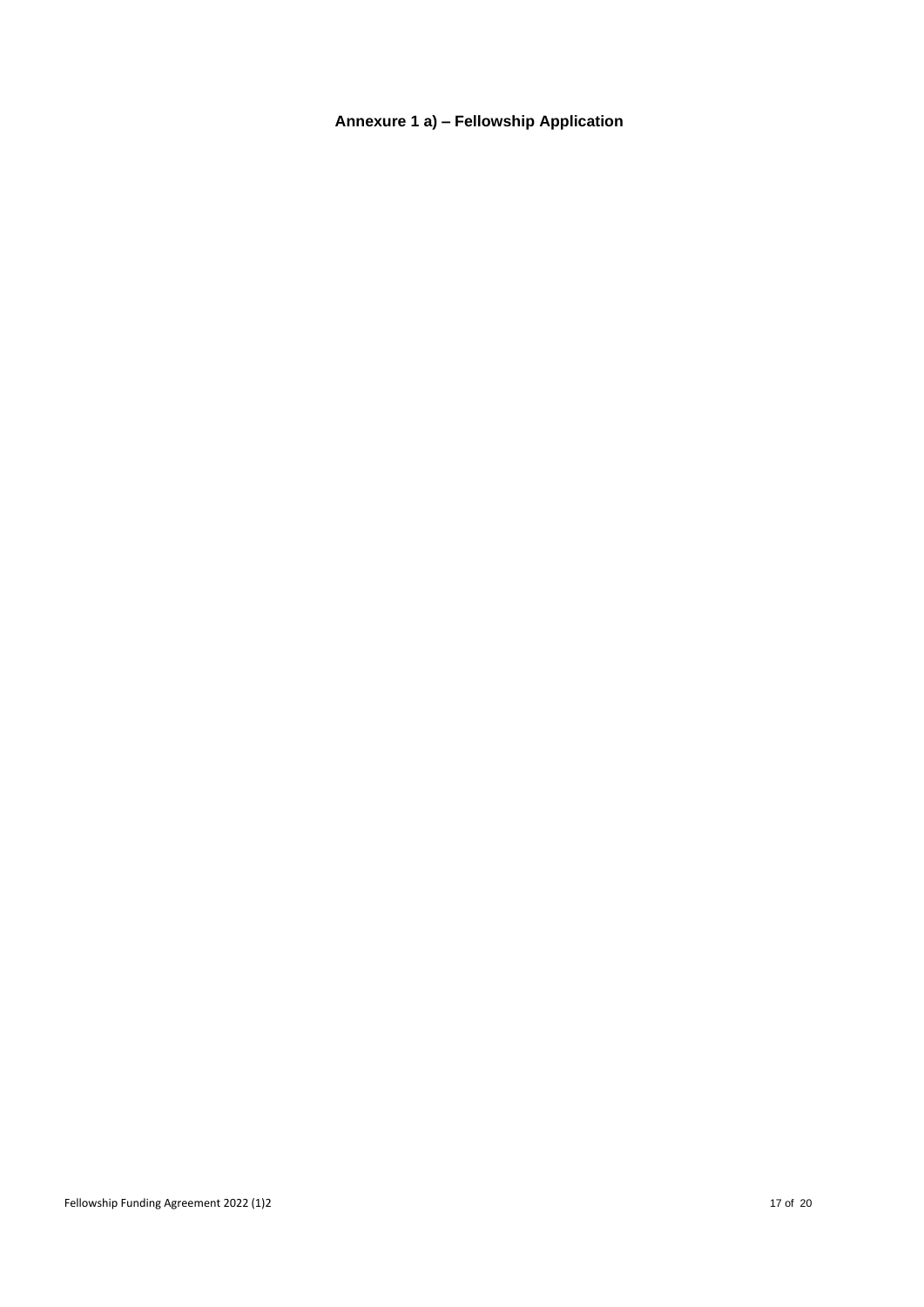# Annexure 1 a) – Fellowship Application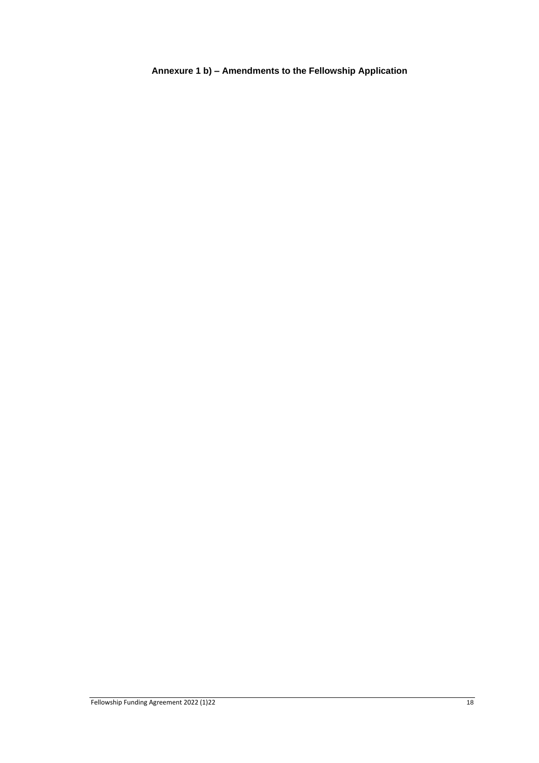**Annexure 1 b) – Amendments to the Fellowship Application**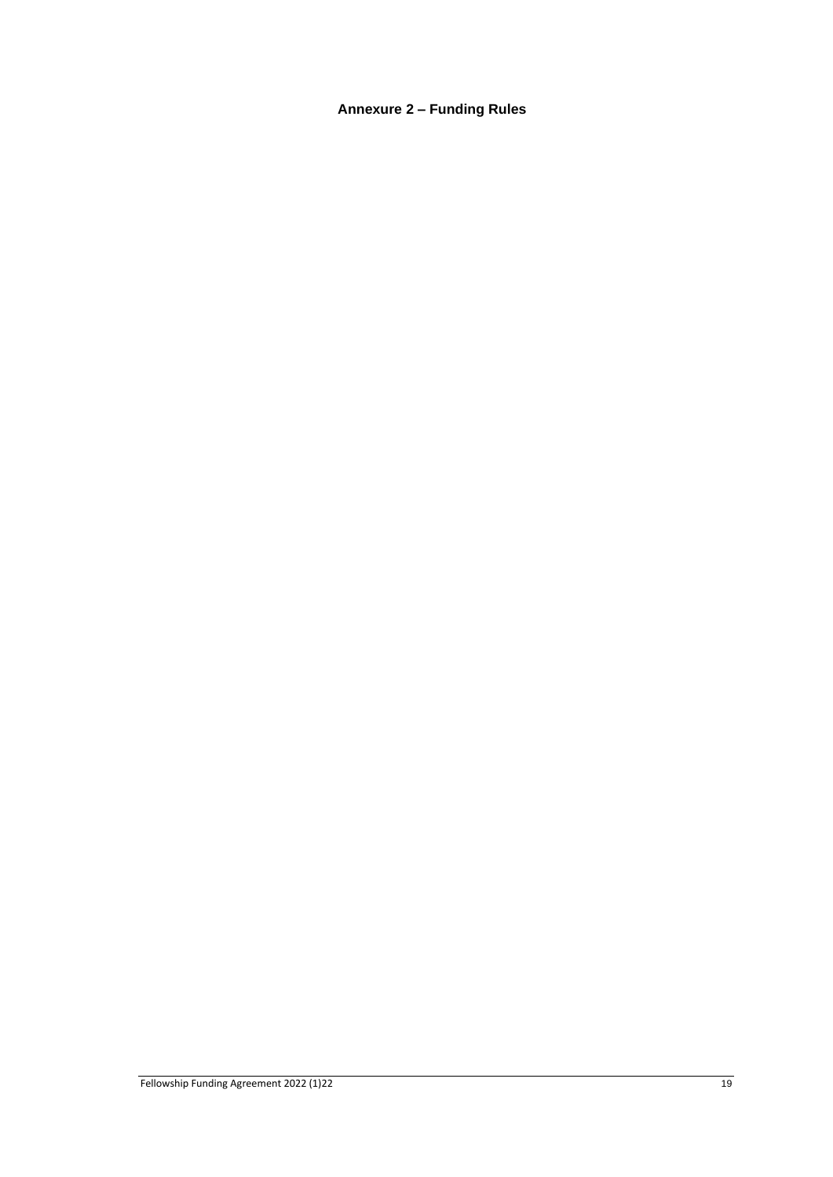# Annexure 2 – Funding Rules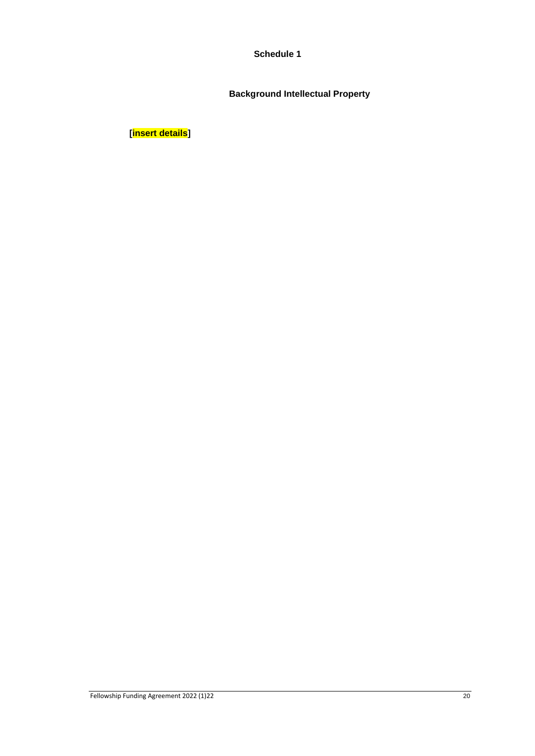**Schedule 1**

**Background Intellectual Property**

**[insert details]**